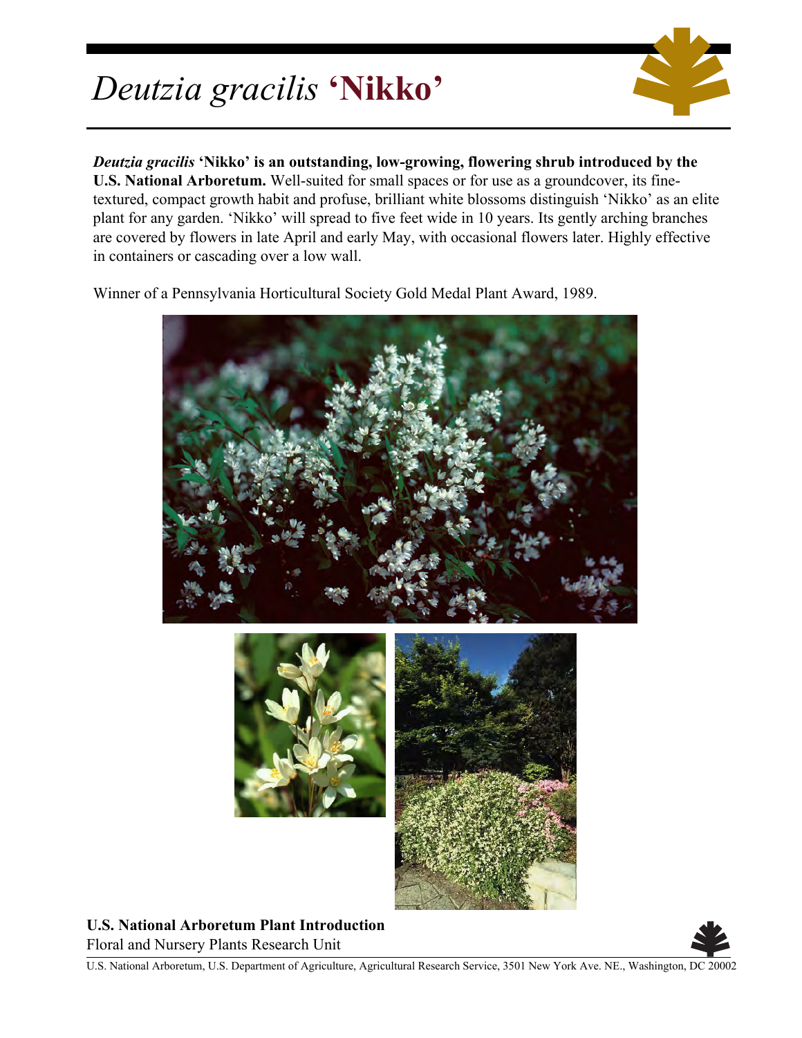# *Deutzia gracilis* **'Nikko'**

***Deutzia gracilis*** **'Nikko' is an outstanding, low-growing, flowering shrub introduced by the U.S. National Arboretum.** Well-suited for small spaces or for use as a groundcover, its fine-textured, compact growth habit and profuse, brilliant white blossoms distinguish 'Nikko' as an elite plant for any garden. 'Nikko' will spread to five feet wide in 10 years. Its gently arching branches are covered by flowers in late April and early May, with occasional flowers later. Highly effective in containers or cascading over a low wall.

Winner of a Pennsylvania Horticultural Society Gold Medal Plant Award, 1989.

**U.S. National Arboretum Plant Introduction**

Floral and Nursery Plants Research Unit

U.S. National Arboretum, U.S. Department of Agriculture, Agricultural Research Service, 3501 New York Ave. NE., Washington, DC 20002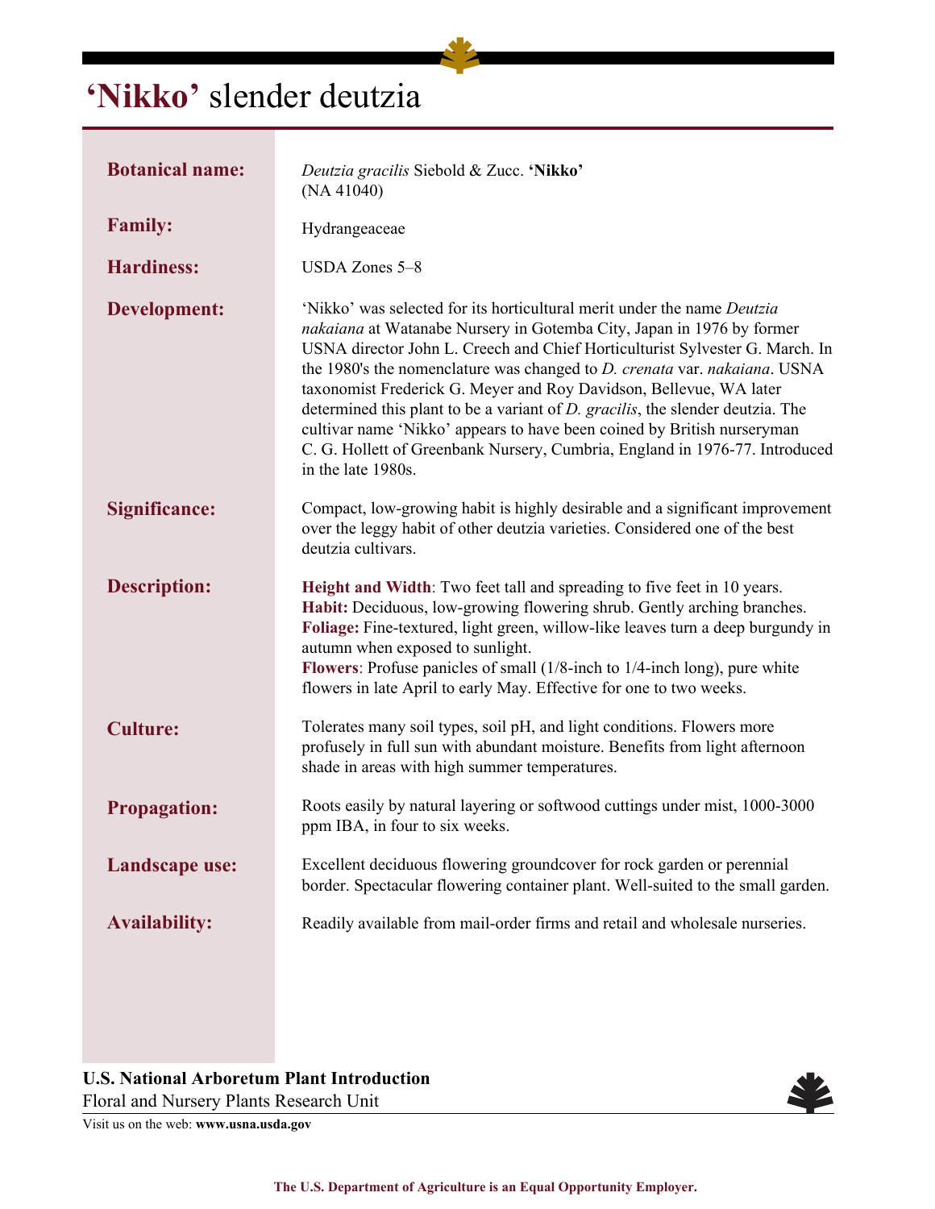# **'Nikko'** slender deutzia

**Botanical name:** *Deutzia gracilis* Siebold & Zucc. **'Nikko'** (NA 41040)

**Family:** Hydrangeaceae

**Hardiness:** USDA Zones 5–8

**Development:** 'Nikko' was selected for its horticultural merit under the name *Deutzia nakaiana* at Watanabe Nursery in Gotemba City, Japan in 1976 by former USNA director John L. Creech and Chief Horticulturist Sylvester G. March. In the 1980's the nomenclature was changed to *D. crenata* var. *nakaiana*. USNA taxonomist Frederick G. Meyer and Roy Davidson, Bellevue, WA later determined this plant to be a variant of *D. gracilis*, the slender deutzia. The cultivar name 'Nikko' appears to have been coined by British nurseryman C. G. Hollett of Greenbank Nursery, Cumbria, England in 1976-77. Introduced in the late 1980s.

**Significance:** Compact, low-growing habit is highly desirable and a significant improvement over the leggy habit of other deutzia varieties. Considered one of the best deutzia cultivars.

**Description:**
**Height and Width**: Two feet tall and spreading to five feet in 10 years.
**Habit:** Deciduous, low-growing flowering shrub. Gently arching branches.
**Foliage:** Fine-textured, light green, willow-like leaves turn a deep burgundy in autumn when exposed to sunlight.
**Flowers**: Profuse panicles of small (1/8-inch to 1/4-inch long), pure white flowers in late April to early May. Effective for one to two weeks.

**Culture:** Tolerates many soil types, soil pH, and light conditions. Flowers more profusely in full sun with abundant moisture. Benefits from light afternoon shade in areas with high summer temperatures.

**Propagation:** Roots easily by natural layering or softwood cuttings under mist, 1000-3000 ppm IBA, in four to six weeks.

**Landscape use:** Excellent deciduous flowering groundcover for rock garden or perennial border. Spectacular flowering container plant. Well-suited to the small garden.

**Availability:** Readily available from mail-order firms and retail and wholesale nurseries.

**U.S. National Arboretum Plant Introduction**
Floral and Nursery Plants Research Unit

Visit us on the web: **www.usna.usda.gov**

**The U.S. Department of Agriculture is an Equal Opportunity Employer.**